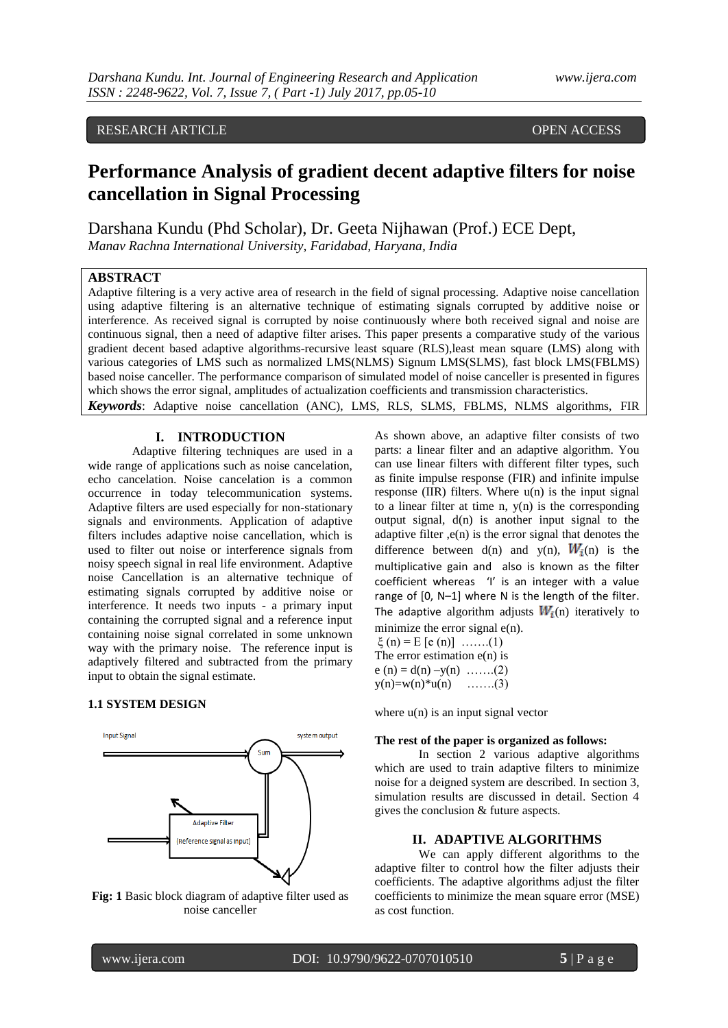# Performance Analysis of gradient decent adaptive filters for noise cancellation in Signal Processing

Darshana Kundu (Phd Scholar), Dr. Geeta Nijhawan (Prof.) ECE Dept,
*Manav Rachna International University, Faridabad, Haryana, India*

## ABSTRACT

Adaptive filtering is a very active area of research in the field of signal processing. Adaptive noise cancellation using adaptive filtering is an alternative technique of estimating signals corrupted by additive noise or interference. As received signal is corrupted by noise continuously where both received signal and noise are continuous signal, then a need of adaptive filter arises. This paper presents a comparative study of the various gradient decent based adaptive algorithms-recursive least square (RLS),least mean square (LMS) along with various categories of LMS such as normalized LMS(NLMS) Signum LMS(SLMS), fast block LMS(FBLMS) based noise canceller. The performance comparison of simulated model of noise canceller is presented in figures which shows the error signal, amplitudes of actualization coefficients and transmission characteristics.

***Keywords***: Adaptive noise cancellation (ANC), LMS, RLS, SLMS, FBLMS, NLMS algorithms, FIR

## I. INTRODUCTION

Adaptive filtering techniques are used in a wide range of applications such as noise cancelation, echo cancelation. Noise cancelation is a common occurrence in today telecommunication systems. Adaptive filters are used especially for non-stationary signals and environments. Application of adaptive filters includes adaptive noise cancellation, which is used to filter out noise or interference signals from noisy speech signal in real life environment. Adaptive noise Cancellation is an alternative technique of estimating signals corrupted by additive noise or interference. It needs two inputs - a primary input containing the corrupted signal and a reference input containing noise signal correlated in some unknown way with the primary noise. The reference input is adaptively filtered and subtracted from the primary input to obtain the signal estimate.

### 1.1 SYSTEM DESIGN

Input Signal — Sum — system output — Adaptive Filter (Reference signal as input)

**Fig: 1** Basic block diagram of adaptive filter used as noise canceller

As shown above, an adaptive filter consists of two parts: a linear filter and an adaptive algorithm. You can use linear filters with different filter types, such as finite impulse response (FIR) and infinite impulse response (IIR) filters. Where u(n) is the input signal to a linear filter at time n, y(n) is the corresponding output signal, d(n) is another input signal to the adaptive filter ,e(n) is the error signal that denotes the difference between d(n) and y(n), $W_i(n)$ is the multiplicative gain and also is known as the filter coefficient whereas 'I' is an integer with a value range of [0, N–1] where N is the length of the filter. The adaptive algorithm adjusts $W_i(n)$ iteratively to minimize the error signal e(n).

$\xi(n) = E[e(n)]$ …….(1)

The error estimation e(n) is

$e(n) = d(n) - y(n)$ …….(2)

$y(n) = w(n) * u(n)$ …….(3)

where u(n) is an input signal vector

**The rest of the paper is organized as follows:**

In section 2 various adaptive algorithms which are used to train adaptive filters to minimize noise for a deigned system are described. In section 3, simulation results are discussed in detail. Section 4 gives the conclusion & future aspects.

## II. ADAPTIVE ALGORITHMS

We can apply different algorithms to the adaptive filter to control how the filter adjusts their coefficients. The adaptive algorithms adjust the filter coefficients to minimize the mean square error (MSE) as cost function.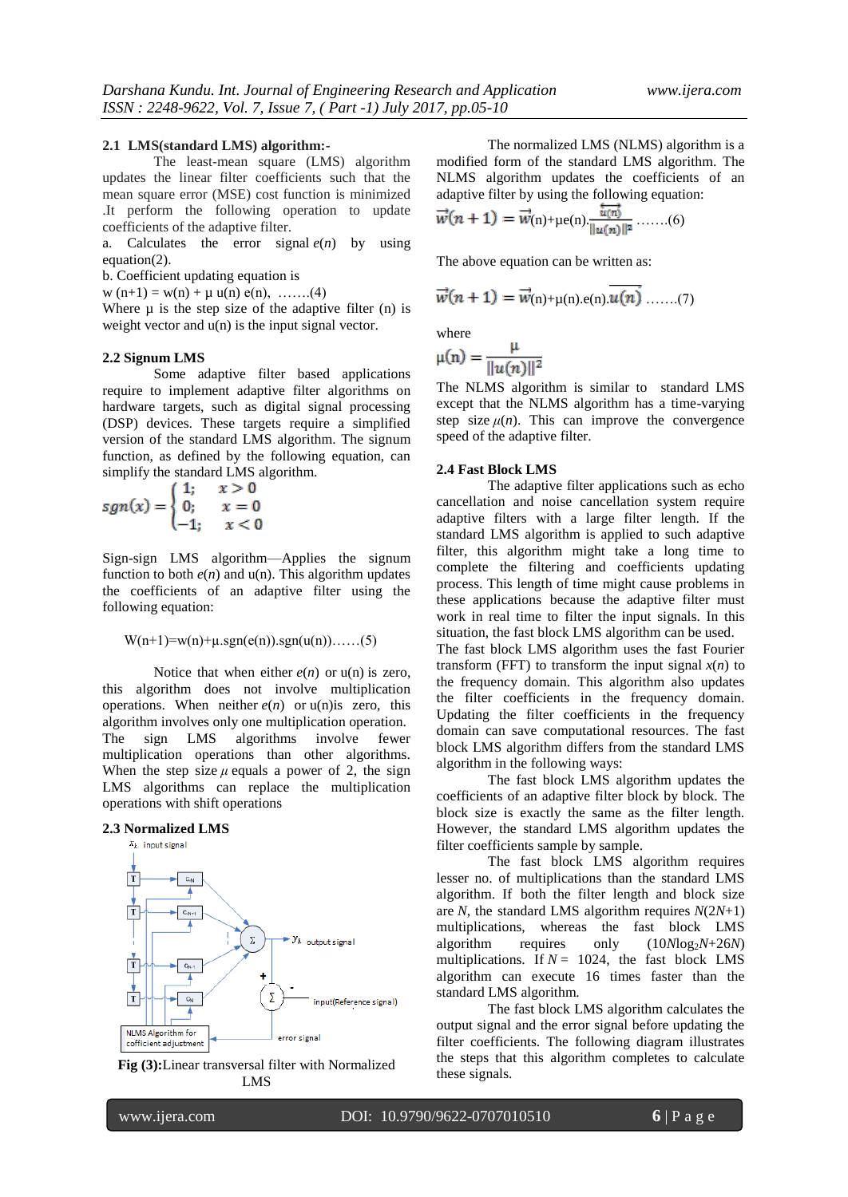### 2.1 LMS(standard LMS) algorithm:-

The least-mean square (LMS) algorithm updates the linear filter coefficients such that the mean square error (MSE) cost function is minimized .It perform the following operation to update coefficients of the adaptive filter.

a. Calculates the error signal $e(n)$ by using equation(2).

b. Coefficient updating equation is

$w(n+1) = w(n) + \mu\, u(n)\, e(n)$, …….(4)

Where μ is the step size of the adaptive filter (n) is weight vector and u(n) is the input signal vector.

### 2.2 Signum LMS

Some adaptive filter based applications require to implement adaptive filter algorithms on hardware targets, such as digital signal processing (DSP) devices. These targets require a simplified version of the standard LMS algorithm. The signum function, as defined by the following equation, can simplify the standard LMS algorithm.

$$sgn(x) = \begin{cases} 1; & x > 0 \\ 0; & x = 0 \\ -1; & x < 0 \end{cases}$$

Sign-sign LMS algorithm—Applies the signum function to both $e(n)$ and u(n). This algorithm updates the coefficients of an adaptive filter using the following equation:

$W(n+1)=w(n)+\mu.sgn(e(n)).sgn(u(n))$……(5)

Notice that when either $e(n)$ or u(n) is zero, this algorithm does not involve multiplication operations. When neither $e(n)$ or u(n)is zero, this algorithm involves only one multiplication operation. The sign LMS algorithms involve fewer multiplication operations than other algorithms. When the step size $\mu$ equals a power of 2, the sign LMS algorithms can replace the multiplication operations with shift operations

### 2.3 Normalized LMS

Fig (3):Linear transversal filter with Normalized LMS

The normalized LMS (NLMS) algorithm is a modified form of the standard LMS algorithm. The NLMS algorithm updates the coefficients of an adaptive filter by using the following equation:

$$\vec{w}(n+1) = \vec{w}(n)+\mu e(n).\frac{\overrightarrow{u(n)}}{\|u(n)\|^2} \quad …….(6)$$

The above equation can be written as:

$$\vec{w}(n+1) = \vec{w}(n)+\mu(n).e(n).\overline{u(n)} \quad …….(7)$$

where

$$\mu(n) = \frac{\mu}{\|u(n)\|^2}$$

The NLMS algorithm is similar to standard LMS except that the NLMS algorithm has a time-varying step size $\mu(n)$. This can improve the convergence speed of the adaptive filter.

### 2.4 Fast Block LMS

The adaptive filter applications such as echo cancellation and noise cancellation system require adaptive filters with a large filter length. If the standard LMS algorithm is applied to such adaptive filter, this algorithm might take a long time to complete the filtering and coefficients updating process. This length of time might cause problems in these applications because the adaptive filter must work in real time to filter the input signals. In this situation, the fast block LMS algorithm can be used. The fast block LMS algorithm uses the fast Fourier transform (FFT) to transform the input signal $x(n)$ to the frequency domain. This algorithm also updates the filter coefficients in the frequency domain. Updating the filter coefficients in the frequency domain can save computational resources. The fast block LMS algorithm differs from the standard LMS algorithm in the following ways:

The fast block LMS algorithm updates the coefficients of an adaptive filter block by block. The block size is exactly the same as the filter length. However, the standard LMS algorithm updates the filter coefficients sample by sample.

The fast block LMS algorithm requires lesser no. of multiplications than the standard LMS algorithm. If both the filter length and block size are $N$, the standard LMS algorithm requires $N(2N+1)$ multiplications, whereas the fast block LMS algorithm requires only $(10N\log_2 N+26N)$ multiplications. If $N =$ 1024, the fast block LMS algorithm can execute 16 times faster than the standard LMS algorithm.

The fast block LMS algorithm calculates the output signal and the error signal before updating the filter coefficients. The following diagram illustrates the steps that this algorithm completes to calculate these signals.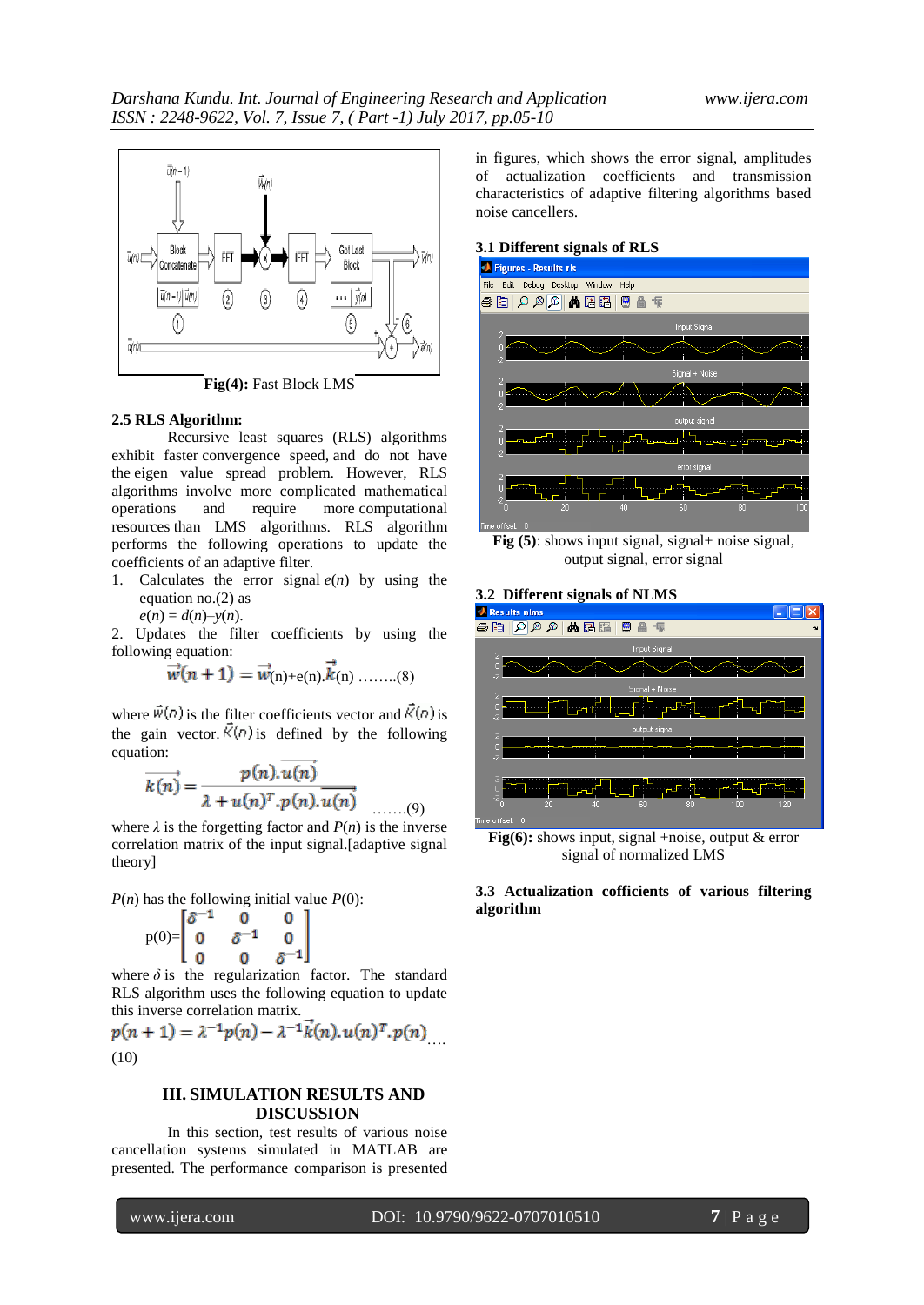**Fig(4):** Fast Block LMS

### 2.5 RLS Algorithm:

Recursive least squares (RLS) algorithms exhibit faster convergence speed, and do not have the eigen value spread problem. However, RLS algorithms involve more complicated mathematical operations and require more computational resources than LMS algorithms. RLS algorithm performs the following operations to update the coefficients of an adaptive filter.

1. Calculates the error signal $e(n)$ by using the equation no.(2) as $e(n) = d(n)–y(n)$.
2. Updates the filter coefficients by using the following equation:

$$\vec{w}(n+1) = \vec{w}(n) + e(n).\vec{k}(n) \quad \text{……..(8)}$$

where $\vec{w}(n)$ is the filter coefficients vector and $\vec{K}(n)$ is the gain vector. $\vec{K}(n)$ is defined by the following equation:

$$\overline{\vec{k}(n)} = \frac{p(n).\overline{u(n)}}{\lambda + u(n)^T.p(n).\overline{u(n)}} \quad \text{…….(9)}$$

where $\lambda$ is the forgetting factor and $P(n)$ is the inverse correlation matrix of the input signal.[adaptive signal theory]

$P(n)$ has the following initial value $P(0)$:

$$p(0) = \begin{bmatrix} \delta^{-1} & 0 & 0 \\ 0 & \delta^{-1} & 0 \\ 0 & 0 & \delta^{-1} \end{bmatrix}$$

where $\delta$ is the regularization factor. The standard RLS algorithm uses the following equation to update this inverse correlation matrix.

$$p(n+1) = \lambda^{-1}p(n) - \lambda^{-1}\vec{k}(n).u(n)^T.p(n) \quad \text{….(10)}$$

## III. SIMULATION RESULTS AND DISCUSSION

In this section, test results of various noise cancellation systems simulated in MATLAB are presented. The performance comparison is presented in figures, which shows the error signal, amplitudes of actualization coefficients and transmission characteristics of adaptive filtering algorithms based noise cancellers.

### 3.1 Different signals of RLS

**Fig (5)**: shows input signal, signal+ noise signal, output signal, error signal

### 3.2 Different signals of NLMS

**Fig(6):** shows input, signal +noise, output & error signal of normalized LMS

### 3.3 Actualization cofficients of various filtering algorithm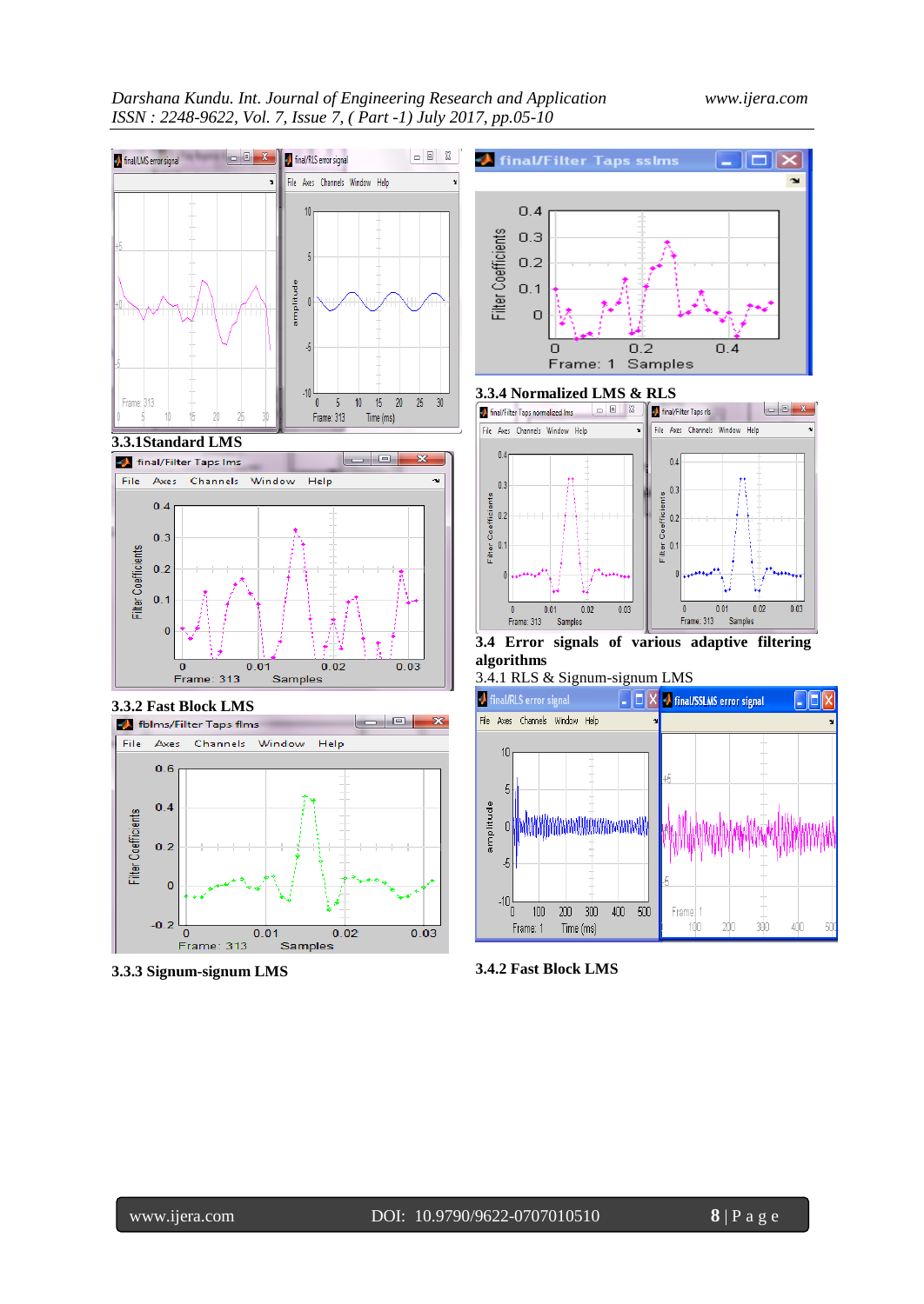### 3.3.1 Standard LMS

### 3.3.2 Fast Block LMS

### 3.3.3 Signum-signum LMS

### 3.3.4 Normalized LMS & RLS

### 3.4 Error signals of various adaptive filtering algorithms

3.4.1 RLS & Signum-signum LMS

### 3.4.2 Fast Block LMS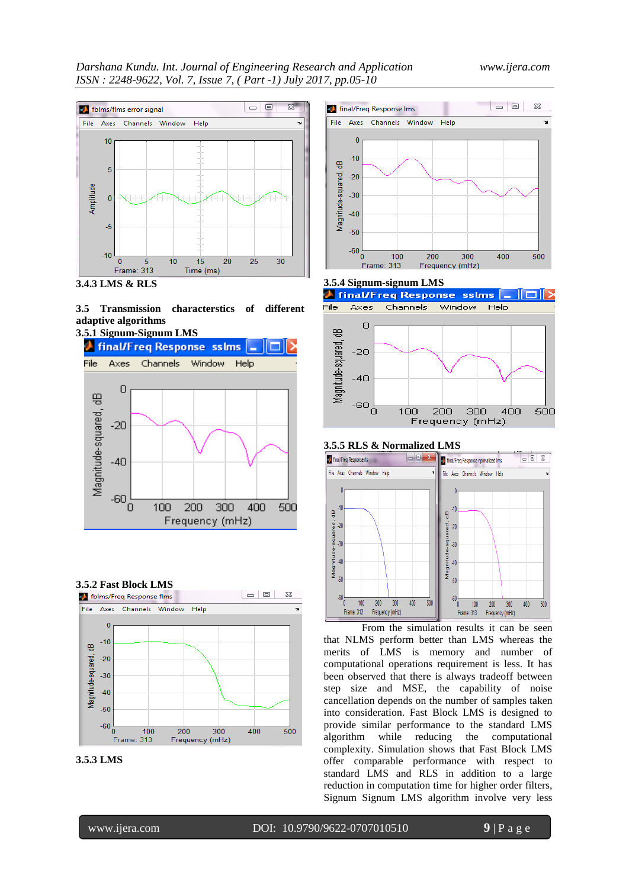### 3.4.3 LMS & RLS

## 3.5 Transmission characterstics of different adaptive algorithms

### 3.5.1 Signum-Signum LMS

### 3.5.2 Fast Block LMS

### 3.5.3 LMS

### 3.5.4 Signum-signum LMS

### 3.5.5 RLS & Normalized LMS

From the simulation results it can be seen that NLMS perform better than LMS whereas the merits of LMS is memory and number of computational operations requirement is less. It has been observed that there is always tradeoff between step size and MSE, the capability of noise cancellation depends on the number of samples taken into consideration. Fast Block LMS is designed to provide similar performance to the standard LMS algorithm while reducing the computational complexity. Simulation shows that Fast Block LMS offer comparable performance with respect to standard LMS and RLS in addition to a large reduction in computation time for higher order filters, Signum Signum LMS algorithm involve very less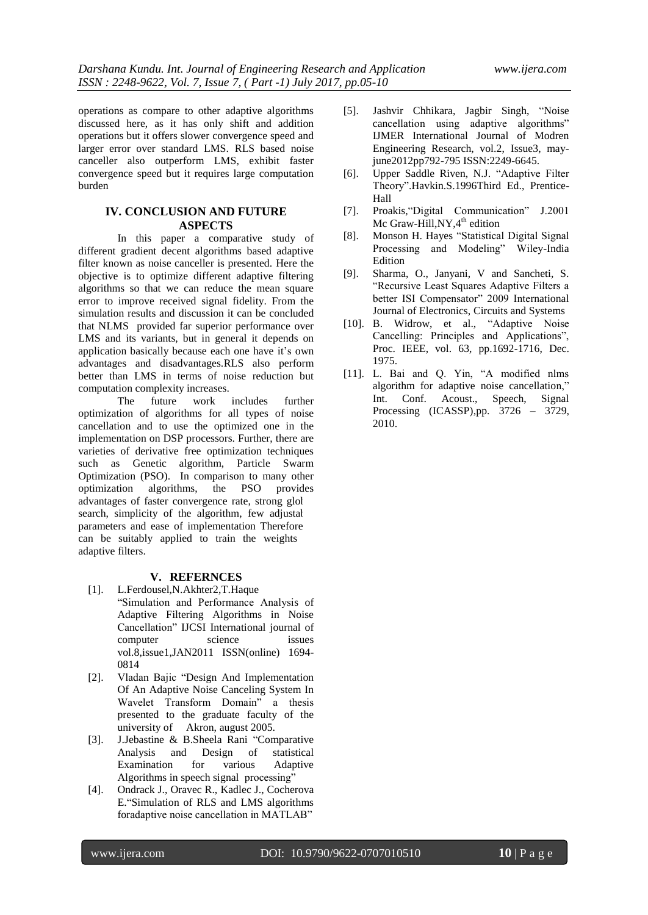operations as compare to other adaptive algorithms discussed here, as it has only shift and addition operations but it offers slower convergence speed and larger error over standard LMS. RLS based noise canceller also outperform LMS, exhibit faster convergence speed but it requires large computation burden

## IV. CONCLUSION AND FUTURE ASPECTS

In this paper a comparative study of different gradient decent algorithms based adaptive filter known as noise canceller is presented. Here the objective is to optimize different adaptive filtering algorithms so that we can reduce the mean square error to improve received signal fidelity. From the simulation results and discussion it can be concluded that NLMS provided far superior performance over LMS and its variants, but in general it depends on application basically because each one have it's own advantages and disadvantages.RLS also perform better than LMS in terms of noise reduction but computation complexity increases.

The future work includes further optimization of algorithms for all types of noise cancellation and to use the optimized one in the implementation on DSP processors. Further, there are varieties of derivative free optimization techniques such as Genetic algorithm, Particle Swarm Optimization (PSO). In comparison to many other optimization algorithms, the PSO provides advantages of faster convergence rate, strong glol search, simplicity of the algorithm, few adjustal parameters and ease of implementation Therefore can be suitably applied to train the weights adaptive filters.

## V. REFERNCES

[1]. L.Ferdousel,N.Akhter2,T.Haque "Simulation and Performance Analysis of Adaptive Filtering Algorithms in Noise Cancellation" IJCSI International journal of computer science issues vol.8,issue1,JAN2011 ISSN(online) 1694-0814

[2]. Vladan Bajic "Design And Implementation Of An Adaptive Noise Canceling System In Wavelet Transform Domain" a thesis presented to the graduate faculty of the university of Akron, august 2005.

[3]. J.Jebastine & B.Sheela Rani "Comparative Analysis and Design of statistical Examination for various Adaptive Algorithms in speech signal processing"

[4]. Ondrack J., Oravec R., Kadlec J., Cocherova E."Simulation of RLS and LMS algorithms foradaptive noise cancellation in MATLAB"

[5]. Jashvir Chhikara, Jagbir Singh, "Noise cancellation using adaptive algorithms" IJMER International Journal of Modren Engineering Research, vol.2, Issue3, may-june2012pp792-795 ISSN:2249-6645.

[6]. Upper Saddle Riven, N.J. "Adaptive Filter Theory".Havkin.S.1996Third Ed., Prentice-Hall

[7]. Proakis,"Digital Communication" J.2001 Mc Graw-Hill,NY,4th edition

[8]. Monson H. Hayes "Statistical Digital Signal Processing and Modeling" Wiley-India Edition

[9]. Sharma, O., Janyani, V and Sancheti, S. "Recursive Least Squares Adaptive Filters a better ISI Compensator" 2009 International Journal of Electronics, Circuits and Systems

[10]. B. Widrow, et al., "Adaptive Noise Cancelling: Principles and Applications", Proc. IEEE, vol. 63, pp.1692-1716, Dec. 1975.

[11]. L. Bai and Q. Yin, "A modified nlms algorithm for adaptive noise cancellation," Int. Conf. Acoust., Speech, Signal Processing (ICASSP),pp. 3726 – 3729, 2010.